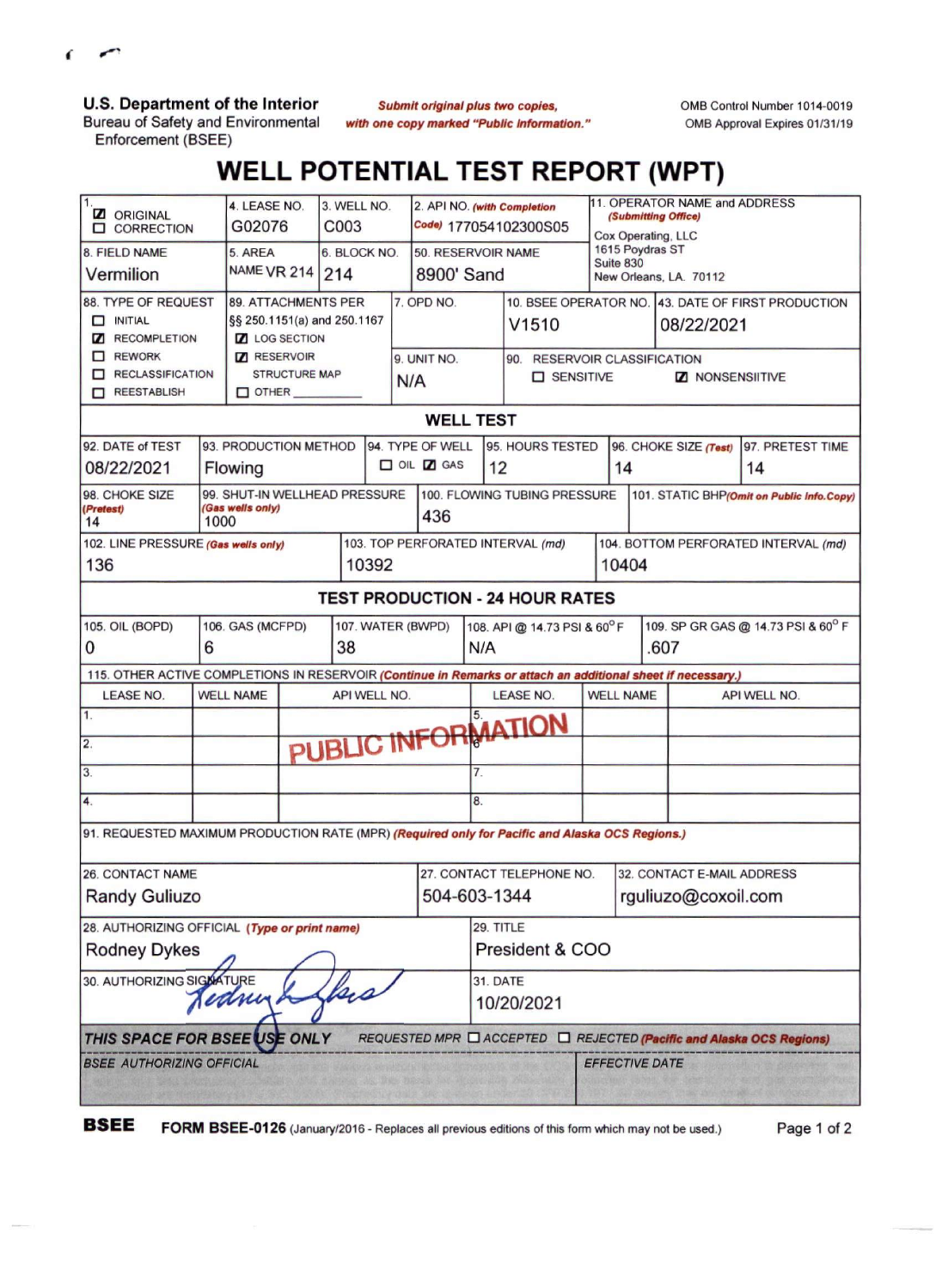**U.S. Department of the Interior**
Bureau of Safety and Environmental Enforcement (BSEE)

*Submit original plus two copies, with one copy marked "Public Information."*

OMB Control Number 1014-0019
OMB Approval Expires 01/31/19

# WELL POTENTIAL TEST REPORT (WPT)

| 1. | 4. LEASE NO. | 3. WELL NO. | 2. API NO. *(with Completion Code)* | 11. OPERATOR NAME and ADDRESS *(Submitting Office)* |
|---|---|---|---|---|
| ☑ ORIGINAL ☐ CORRECTION | G02076 | C003 | 177054102300S05 | Cox Operating, LLC 1615 Poydras ST Suite 830 New Orleans, LA. 70112 |
| 8. FIELD NAME: Vermilion | 5. AREA NAME: VR 214 | 6. BLOCK NO.: 214 | 50. RESERVOIR NAME: 8900' Sand | |

| 88. TYPE OF REQUEST | 89. ATTACHMENTS PER §§ 250.1151(a) and 250.1167 | 7. OPD NO. | 10. BSEE OPERATOR NO. | 43. DATE OF FIRST PRODUCTION |
|---|---|---|---|---|
| ☐ INITIAL ☑ RECOMPLETION ☐ REWORK ☐ RECLASSIFICATION ☐ REESTABLISH | ☑ LOG SECTION ☑ RESERVOIR STRUCTURE MAP ☐ OTHER ______ | | V1510 | 08/22/2021 |
| | | 9. UNIT NO.: N/A | 90. RESERVOIR CLASSIFICATION: ☐ SENSITIVE ☑ NONSENSIITIVE | |

## WELL TEST

| 92. DATE of TEST | 93. PRODUCTION METHOD | 94. TYPE OF WELL | 95. HOURS TESTED | 96. CHOKE SIZE *(Test)* | 97. PRETEST TIME |
|---|---|---|---|---|---|
| 08/22/2021 | Flowing | ☐ OIL ☑ GAS | 12 | 14 | 14 |

| 98. CHOKE SIZE *(Pretest)* | 99. SHUT-IN WELLHEAD PRESSURE *(Gas wells only)* | 100. FLOWING TUBING PRESSURE | 101. STATIC BHP *(Omit on Public Info.Copy)* |
|---|---|---|---|
| 14 | 1000 | 436 | |

| 102. LINE PRESSURE *(Gas wells only)* | 103. TOP PERFORATED INTERVAL *(md)* | 104. BOTTOM PERFORATED INTERVAL *(md)* |
|---|---|---|
| 136 | 10392 | 10404 |

## TEST PRODUCTION - 24 HOUR RATES

| 105. OIL (BOPD) | 106. GAS (MCFPD) | 107. WATER (BWPD) | 108. API @ 14.73 PSI & 60° F | 109. SP GR GAS @ 14.73 PSI & 60° F |
|---|---|---|---|---|
| 0 | 6 | 38 | N/A | .607 |

115. OTHER ACTIVE COMPLETIONS IN RESERVOIR *(Continue in Remarks or attach an additional sheet if necessary.)*

| | LEASE NO. | WELL NAME | API WELL NO. | | LEASE NO. | WELL NAME | API WELL NO. |
|---|---|---|---|---|---|---|---|
| 1. | | | | 5. | | | |
| 2. | | | | 6. | | | |
| 3. | | | | 7. | | | |
| 4. | | | | 8. | | | |

PUBLIC INFORMATION

91. REQUESTED MAXIMUM PRODUCTION RATE (MPR) *(Required only for Pacific and Alaska OCS Regions.)*

| 26. CONTACT NAME | 27. CONTACT TELEPHONE NO. | 32. CONTACT E-MAIL ADDRESS |
|---|---|---|
| Randy Guliuzo | 504-603-1344 | rguliuzo@coxoil.com |

| 28. AUTHORIZING OFFICIAL *(Type or print name)* | 29. TITLE |
|---|---|
| Rodney Dykes | President & COO |
| 30. AUTHORIZING SIGNATURE: Rodney Dykes | 31. DATE: 10/20/2021 |

*THIS SPACE FOR BSEE USE ONLY* — REQUESTED MPR ☐ ACCEPTED ☐ REJECTED *(Pacific and Alaska OCS Regions)*

| BSEE AUTHORIZING OFFICIAL | EFFECTIVE DATE |
|---|---|
| | |

**BSEE** **FORM BSEE-0126** (January/2016 - Replaces all previous editions of this form which may not be used.)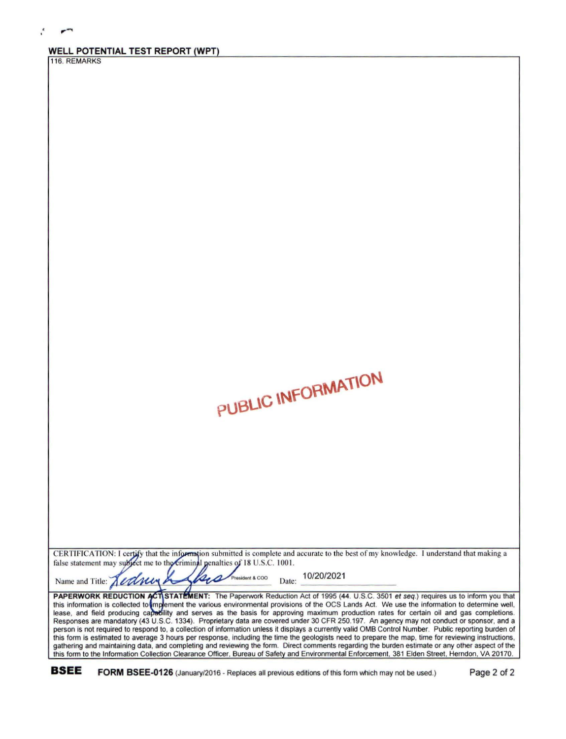## WELL POTENTIAL TEST REPORT (WPT)

116. REMARKS

PUBLIC INFORMATION

CERTIFICATION: I certify that the information submitted is complete and accurate to the best of my knowledge. I understand that making a false statement may subject me to the criminal penalties of 18 U.S.C. 1001.

Name and Title: President & COO Date: 10/20/2021

**PAPERWORK REDUCTION ACT STATEMENT:** The Paperwork Reduction Act of 1995 (44. U.S.C. 3501 *et seq.*) requires us to inform you that this information is collected to implement the various environmental provisions of the OCS Lands Act. We use the information to determine well, lease, and field producing capability and serves as the basis for approving maximum production rates for certain oil and gas completions. Responses are mandatory (43 U.S.C. 1334). Proprietary data are covered under 30 CFR 250.197. An agency may not conduct or sponsor, and a person is not required to respond to, a collection of information unless it displays a currently valid OMB Control Number. Public reporting burden of this form is estimated to average 3 hours per response, including the time the geologists need to prepare the map, time for reviewing instructions, gathering and maintaining data, and completing and reviewing the form. Direct comments regarding the burden estimate or any other aspect of the this form to the Information Collection Clearance Officer, Bureau of Safety and Environmental Enforcement, 381 Elden Street, Herndon, VA 20170.

**BSEE** **FORM BSEE-0126** (January/2016 - Replaces all previous editions of this form which may not be used.)